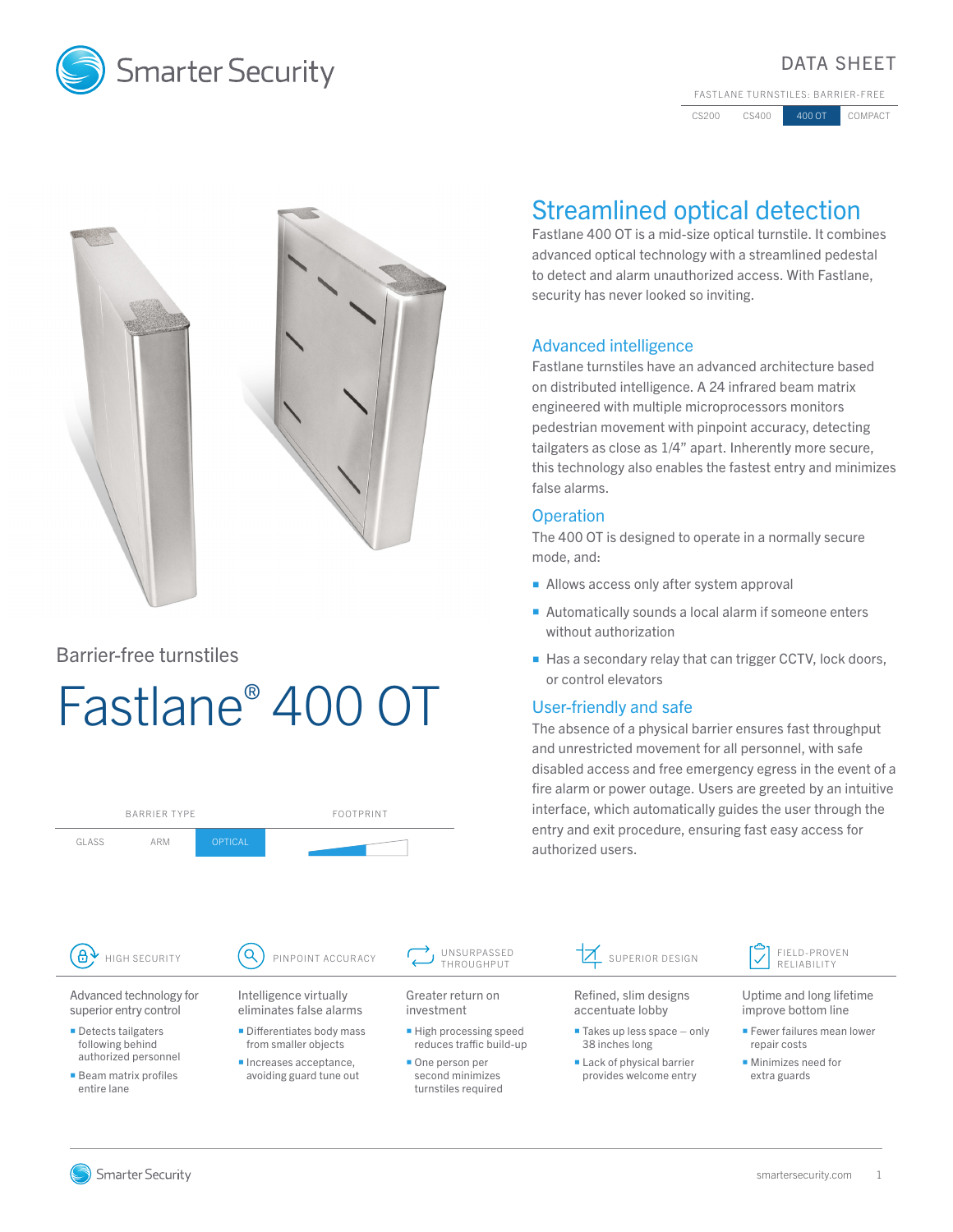Smarter Security

DATA SHEET

FASTLANE TURNSTILES: BARRIER-FREE

| CS200 | CS400 | 400 OT | COMPACT |
|---|---|---|---|

Barrier-free turnstiles

# Fastlane® 400 OT

| BARRIER TYPE | | | FOOTPRINT |
|---|---|---|---|
| GLASS | ARM | OPTICAL | |

## Streamlined optical detection

Fastlane 400 OT is a mid-size optical turnstile. It combines advanced optical technology with a streamlined pedestal to detect and alarm unauthorized access. With Fastlane, security has never looked so inviting.

### Advanced intelligence

Fastlane turnstiles have an advanced architecture based on distributed intelligence. A 24 infrared beam matrix engineered with multiple microprocessors monitors pedestrian movement with pinpoint accuracy, detecting tailgaters as close as 1/4" apart. Inherently more secure, this technology also enables the fastest entry and minimizes false alarms.

### Operation

The 400 OT is designed to operate in a normally secure mode, and:

- Allows access only after system approval
- Automatically sounds a local alarm if someone enters without authorization
- Has a secondary relay that can trigger CCTV, lock doors, or control elevators

### User-friendly and safe

The absence of a physical barrier ensures fast throughput and unrestricted movement for all personnel, with safe disabled access and free emergency egress in the event of a fire alarm or power outage. Users are greeted by an intuitive interface, which automatically guides the user through the entry and exit procedure, ensuring fast easy access for authorized users.

#### HIGH SECURITY

Advanced technology for superior entry control

- Detects tailgaters following behind authorized personnel
- Beam matrix profiles entire lane

#### PINPOINT ACCURACY

Intelligence virtually eliminates false alarms

- Differentiates body mass from smaller objects
- Increases acceptance, avoiding guard tune out

#### UNSURPASSED THROUGHPUT

Greater return on investment

- High processing speed reduces traffic build-up
- One person per second minimizes turnstiles required

#### SUPERIOR DESIGN

Refined, slim designs accentuate lobby

- Takes up less space – only 38 inches long
- Lack of physical barrier provides welcome entry

#### FIELD-PROVEN RELIABILITY

Uptime and long lifetime improve bottom line

- Fewer failures mean lower repair costs
- Minimizes need for extra guards

Smarter Security

smartersecurity.com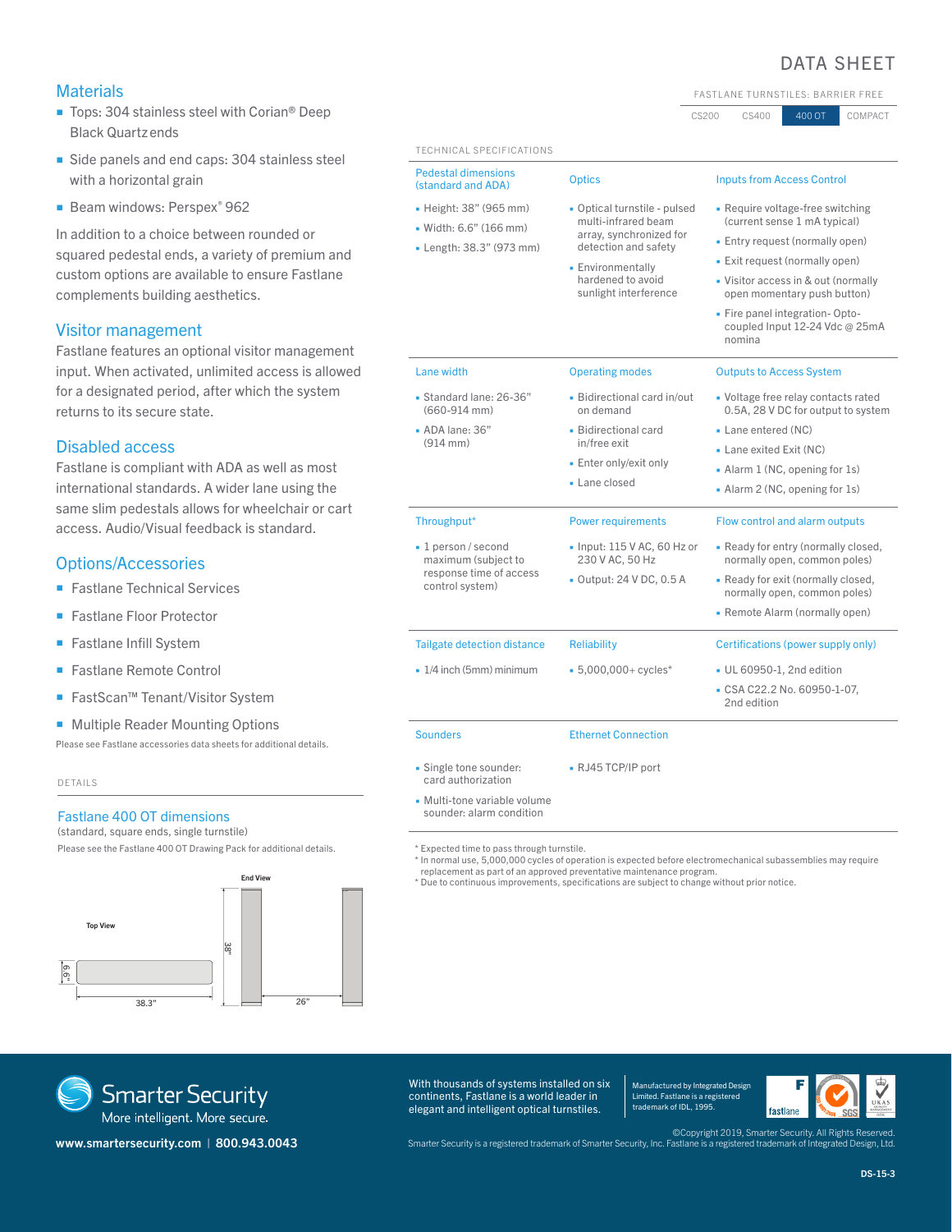# DATA SHEET

FASTLANE TURNSTILES: BARRIER FREE

CS200 | CS400 | 400 OT | COMPACT

## Materials

- Tops: 304 stainless steel with Corian® Deep Black Quartz ends
- Side panels and end caps: 304 stainless steel with a horizontal grain
- Beam windows: Perspex® 962

In addition to a choice between rounded or squared pedestal ends, a variety of premium and custom options are available to ensure Fastlane complements building aesthetics.

## Visitor management

Fastlane features an optional visitor management input. When activated, unlimited access is allowed for a designated period, after which the system returns to its secure state.

## Disabled access

Fastlane is compliant with ADA as well as most international standards. A wider lane using the same slim pedestals allows for wheelchair or cart access. Audio/Visual feedback is standard.

## Options/Accessories

- Fastlane Technical Services
- Fastlane Floor Protector
- Fastlane Infill System
- Fastlane Remote Control
- FastScan™ Tenant/Visitor System
- Multiple Reader Mounting Options

Please see Fastlane accessories data sheets for additional details.

DETAILS

## Fastlane 400 OT dimensions

(standard, square ends, single turnstile)

Please see the Fastlane 400 OT Drawing Pack for additional details.

Top View

End View

6.6"

38.3"

38"

26"

TECHNICAL SPECIFICATIONS

### Pedestal dimensions (standard and ADA)

- Height: 38" (965 mm)
- Width: 6.6" (166 mm)
- Length: 38.3" (973 mm)

### Optics

- Optical turnstile - pulsed multi-infrared beam array, synchronized for detection and safety
- Environmentally hardened to avoid sunlight interference

### Inputs from Access Control

- Require voltage-free switching (current sense 1 mA typical)
- Entry request (normally open)
- Exit request (normally open)
- Visitor access in & out (normally open momentary push button)
- Fire panel integration- Opto-coupled Input 12-24 Vdc @ 25mA nomina

### Lane width

- Standard lane: 26-36" (660-914 mm)
- ADA lane: 36" (914 mm)

### Operating modes

- Bidirectional card in/out on demand
- Bidirectional card in/free exit
- Enter only/exit only
- Lane closed

### Outputs to Access System

- Voltage free relay contacts rated 0.5A, 28 V DC for output to system
- Lane entered (NC)
- Lane exited Exit (NC)
- Alarm 1 (NC, opening for 1s)
- Alarm 2 (NC, opening for 1s)

### Throughput*

- 1 person / second maximum (subject to response time of access control system)

### Power requirements

- Input: 115 V AC, 60 Hz or 230 V AC, 50 Hz
- Output: 24 V DC, 0.5 A

### Flow control and alarm outputs

- Ready for entry (normally closed, normally open, common poles)
- Ready for exit (normally closed, normally open, common poles)
- Remote Alarm (normally open)

### Tailgate detection distance

- 1/4 inch (5mm) minimum

### Reliability

- 5,000,000+ cycles*

### Certifications (power supply only)

- UL 60950-1, 2nd edition
- CSA C22.2 No. 60950-1-07, 2nd edition

### Sounders

- Single tone sounder: card authorization
- Multi-tone variable volume sounder: alarm condition

### Ethernet Connection

- RJ45 TCP/IP port

\* Expected time to pass through turnstile.
\* In normal use, 5,000,000 cycles of operation is expected before electromechanical subassemblies may require replacement as part of an approved preventative maintenance program.
\* Due to continuous improvements, specifications are subject to change without prior notice.

Smarter Security
More intelligent. More secure.

www.smartersecurity.com | 800.943.0043

With thousands of systems installed on six continents, Fastlane is a world leader in elegant and intelligent optical turnstiles.

Manufactured by Integrated Design Limited. Fastlane is a registered trademark of IDL, 1995.

©Copyright 2019, Smarter Security. All Rights Reserved.
Smarter Security is a registered trademark of Smarter Security, Inc. Fastlane is a registered trademark of Integrated Design, Ltd.

DS-15-3